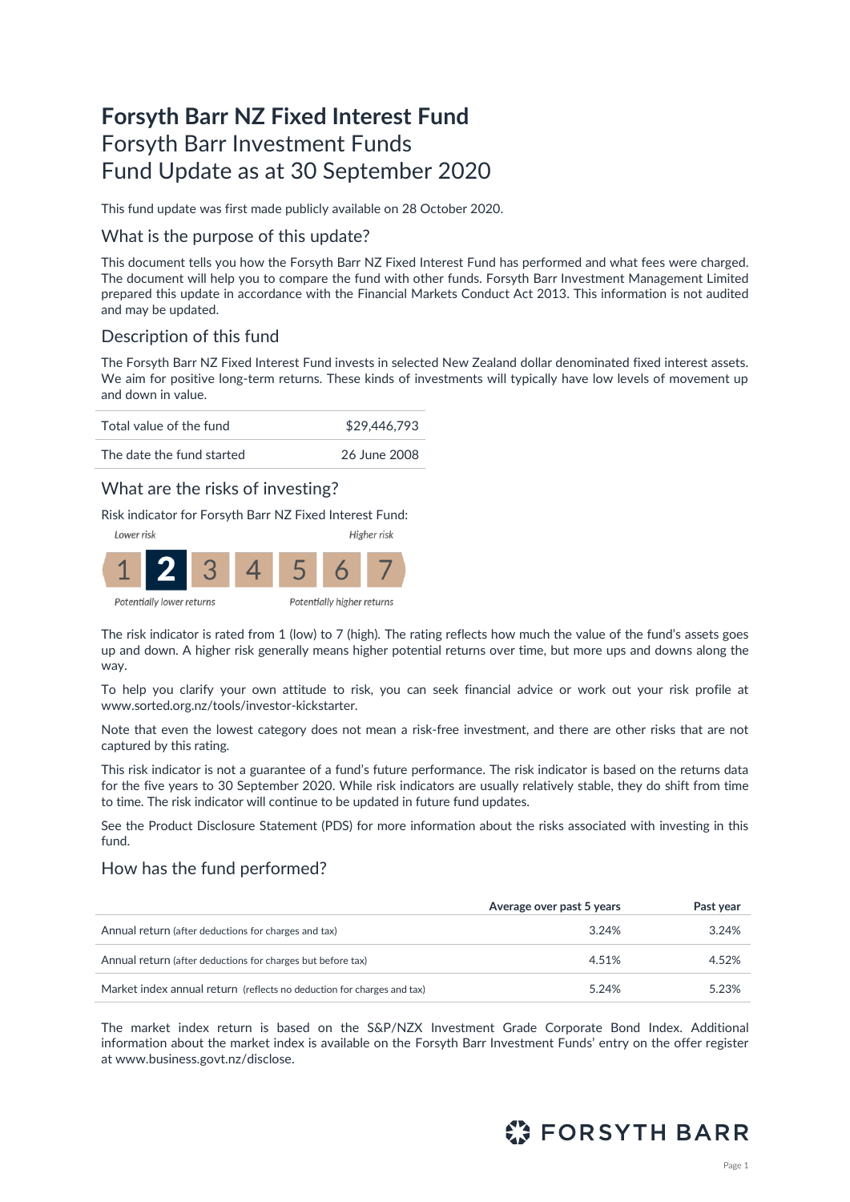# Forsyth Barr NZ Fixed Interest Fund
## Forsyth Barr Investment Funds
## Fund Update as at 30 September 2020

This fund update was first made publicly available on 28 October 2020.

## What is the purpose of this update?

This document tells you how the Forsyth Barr NZ Fixed Interest Fund has performed and what fees were charged. The document will help you to compare the fund with other funds. Forsyth Barr Investment Management Limited prepared this update in accordance with the Financial Markets Conduct Act 2013. This information is not audited and may be updated.

## Description of this fund

The Forsyth Barr NZ Fixed Interest Fund invests in selected New Zealand dollar denominated fixed interest assets. We aim for positive long-term returns. These kinds of investments will typically have low levels of movement up and down in value.

| | |
|---|---|
| Total value of the fund | $29,446,793 |
| The date the fund started | 26 June 2008 |

## What are the risks of investing?

Risk indicator for Forsyth Barr NZ Fixed Interest Fund:

*Lower risk* — *Higher risk*

| 1 | **2** | 3 | 4 | 5 | 6 | 7 |
|---|---|---|---|---|---|---|

*Potentially lower returns* — *Potentially higher returns*

The risk indicator is rated from 1 (low) to 7 (high). The rating reflects how much the value of the fund's assets goes up and down. A higher risk generally means higher potential returns over time, but more ups and downs along the way.

To help you clarify your own attitude to risk, you can seek financial advice or work out your risk profile at www.sorted.org.nz/tools/investor-kickstarter.

Note that even the lowest category does not mean a risk-free investment, and there are other risks that are not captured by this rating.

This risk indicator is not a guarantee of a fund's future performance. The risk indicator is based on the returns data for the five years to 30 September 2020. While risk indicators are usually relatively stable, they do shift from time to time. The risk indicator will continue to be updated in future fund updates.

See the Product Disclosure Statement (PDS) for more information about the risks associated with investing in this fund.

## How has the fund performed?

| | Average over past 5 years | Past year |
|---|---|---|
| Annual return (after deductions for charges and tax) | 3.24% | 3.24% |
| Annual return (after deductions for charges but before tax) | 4.51% | 4.52% |
| Market index annual return (reflects no deduction for charges and tax) | 5.24% | 5.23% |

The market index return is based on the S&P/NZX Investment Grade Corporate Bond Index. Additional information about the market index is available on the Forsyth Barr Investment Funds' entry on the offer register at www.business.govt.nz/disclose.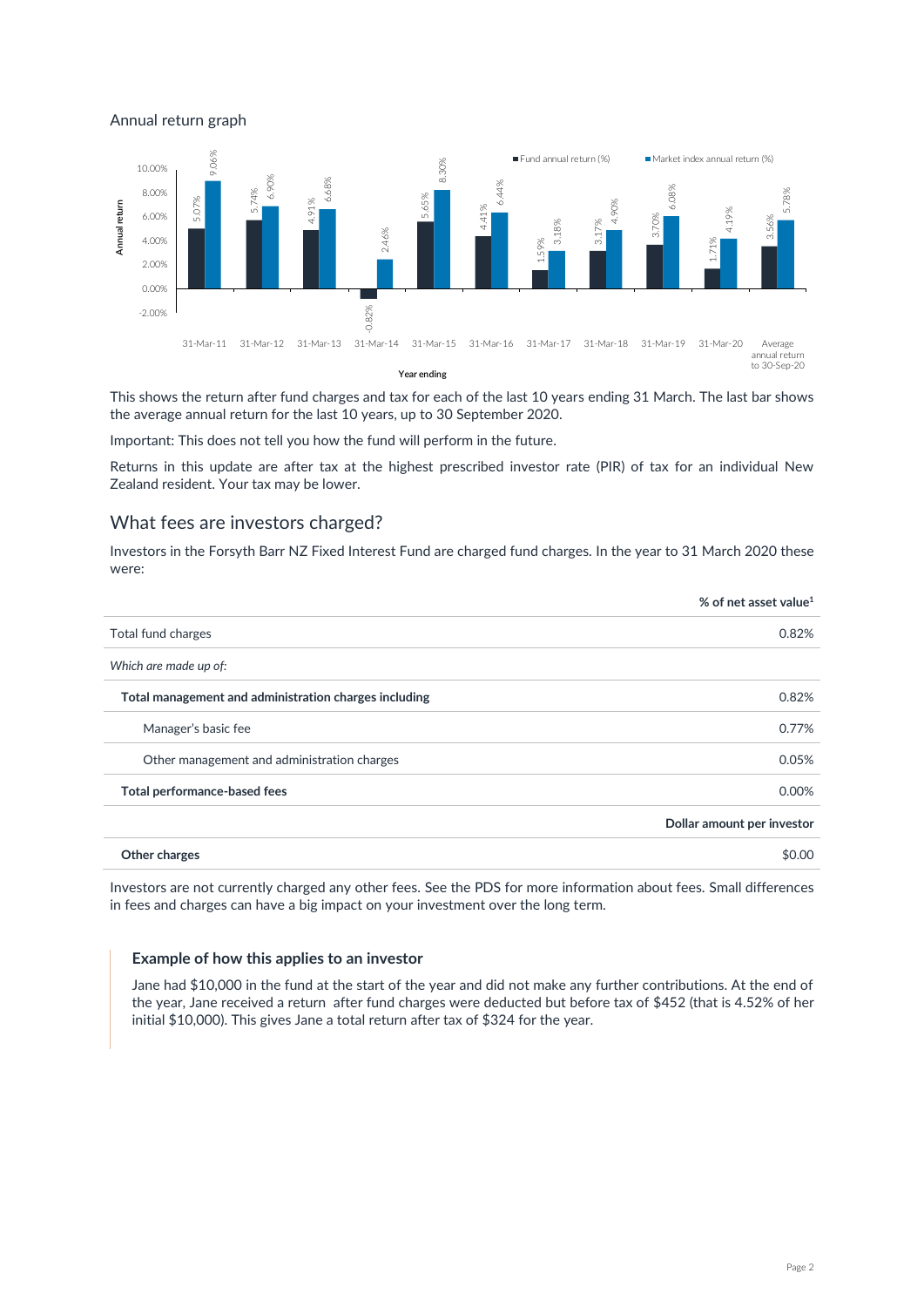## Annual return graph

| Year ending | Fund annual return (%) | Market index annual return (%) |
|---|---|---|
| 31-Mar-11 | 5.07% | 9.06% |
| 31-Mar-12 | 5.74% | 6.90% |
| 31-Mar-13 | 4.91% | 6.68% |
| 31-Mar-14 | -0.82% | 2.46% |
| 31-Mar-15 | 5.65% | 8.30% |
| 31-Mar-16 | 4.41% | 6.44% |
| 31-Mar-17 | 1.59% | 3.18% |
| 31-Mar-18 | 3.17% | 4.90% |
| 31-Mar-19 | 3.70% | 6.08% |
| 31-Mar-20 | 1.71% | 4.19% |
| Average annual return to 30-Sep-20 | 3.56% | 5.78% |

This shows the return after fund charges and tax for each of the last 10 years ending 31 March. The last bar shows the average annual return for the last 10 years, up to 30 September 2020.

Important: This does not tell you how the fund will perform in the future.

Returns in this update are after tax at the highest prescribed investor rate (PIR) of tax for an individual New Zealand resident. Your tax may be lower.

## What fees are investors charged?

Investors in the Forsyth Barr NZ Fixed Interest Fund are charged fund charges. In the year to 31 March 2020 these were:

| | % of net asset value[1] |
|---|---|
| Total fund charges | 0.82% |
| *Which are made up of:* | |
| **Total management and administration charges including** | 0.82% |
| Manager's basic fee | 0.77% |
| Other management and administration charges | 0.05% |
| **Total performance-based fees** | 0.00% |
| | **Dollar amount per investor** |
| **Other charges** | $0.00 |

Investors are not currently charged any other fees. See the PDS for more information about fees. Small differences in fees and charges can have a big impact on your investment over the long term.

### Example of how this applies to an investor

Jane had $10,000 in the fund at the start of the year and did not make any further contributions. At the end of the year, Jane received a return after fund charges were deducted but before tax of $452 (that is 4.52% of her initial $10,000). This gives Jane a total return after tax of $324 for the year.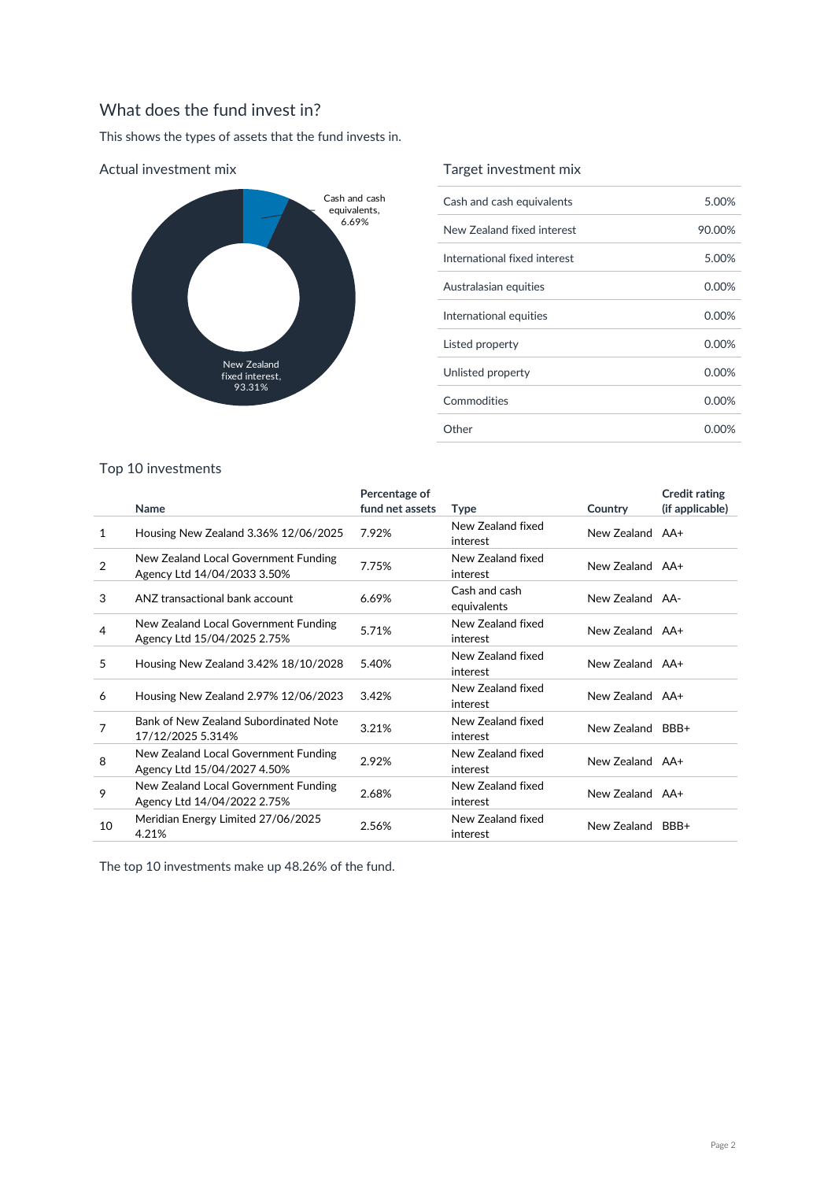## What does the fund invest in?

This shows the types of assets that the fund invests in.

### Actual investment mix

Cash and cash equivalents, 6.69%

New Zealand fixed interest, 93.31%

### Target investment mix

| | |
|---|---|
| Cash and cash equivalents | 5.00% |
| New Zealand fixed interest | 90.00% |
| International fixed interest | 5.00% |
| Australasian equities | 0.00% |
| International equities | 0.00% |
| Listed property | 0.00% |
| Unlisted property | 0.00% |
| Commodities | 0.00% |
| Other | 0.00% |

### Top 10 investments

| | Name | Percentage of fund net assets | Type | Country | Credit rating (if applicable) |
|---|---|---|---|---|---|
| 1 | Housing New Zealand 3.36% 12/06/2025 | 7.92% | New Zealand fixed interest | New Zealand | AA+ |
| 2 | New Zealand Local Government Funding Agency Ltd 14/04/2033 3.50% | 7.75% | New Zealand fixed interest | New Zealand | AA+ |
| 3 | ANZ transactional bank account | 6.69% | Cash and cash equivalents | New Zealand | AA- |
| 4 | New Zealand Local Government Funding Agency Ltd 15/04/2025 2.75% | 5.71% | New Zealand fixed interest | New Zealand | AA+ |
| 5 | Housing New Zealand 3.42% 18/10/2028 | 5.40% | New Zealand fixed interest | New Zealand | AA+ |
| 6 | Housing New Zealand 2.97% 12/06/2023 | 3.42% | New Zealand fixed interest | New Zealand | AA+ |
| 7 | Bank of New Zealand Subordinated Note 17/12/2025 5.314% | 3.21% | New Zealand fixed interest | New Zealand | BBB+ |
| 8 | New Zealand Local Government Funding Agency Ltd 15/04/2027 4.50% | 2.92% | New Zealand fixed interest | New Zealand | AA+ |
| 9 | New Zealand Local Government Funding Agency Ltd 14/04/2022 2.75% | 2.68% | New Zealand fixed interest | New Zealand | AA+ |
| 10 | Meridian Energy Limited 27/06/2025 4.21% | 2.56% | New Zealand fixed interest | New Zealand | BBB+ |

The top 10 investments make up 48.26% of the fund.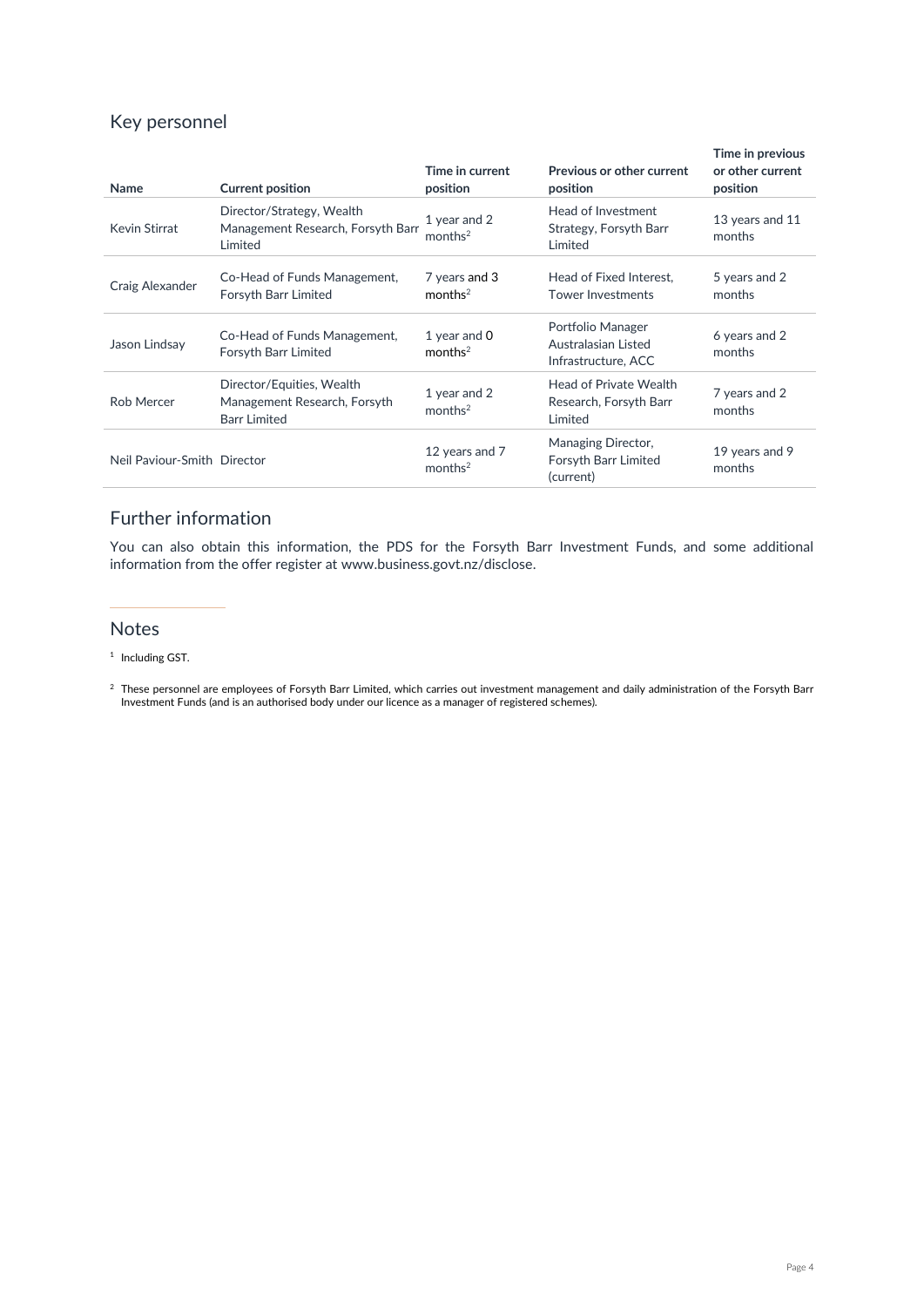## Key personnel

| Name | Current position | Time in current position | Previous or other current position | Time in previous or other current position |
|---|---|---|---|---|
| Kevin Stirrat | Director/Strategy, Wealth Management Research, Forsyth Barr Limited | 1 year and 2 months[2] | Head of Investment Strategy, Forsyth Barr Limited | 13 years and 11 months |
| Craig Alexander | Co-Head of Funds Management, Forsyth Barr Limited | 7 years and 3 months[2] | Head of Fixed Interest, Tower Investments | 5 years and 2 months |
| Jason Lindsay | Co-Head of Funds Management, Forsyth Barr Limited | 1 year and 0 months[2] | Portfolio Manager Australasian Listed Infrastructure, ACC | 6 years and 2 months |
| Rob Mercer | Director/Equities, Wealth Management Research, Forsyth Barr Limited | 1 year and 2 months[2] | Head of Private Wealth Research, Forsyth Barr Limited | 7 years and 2 months |
| Neil Paviour-Smith | Director | 12 years and 7 months[2] | Managing Director, Forsyth Barr Limited (current) | 19 years and 9 months |

## Further information

You can also obtain this information, the PDS for the Forsyth Barr Investment Funds, and some additional information from the offer register at www.business.govt.nz/disclose.

## Notes

[1] Including GST.

[2] These personnel are employees of Forsyth Barr Limited, which carries out investment management and daily administration of the Forsyth Barr Investment Funds (and is an authorised body under our licence as a manager of registered schemes).